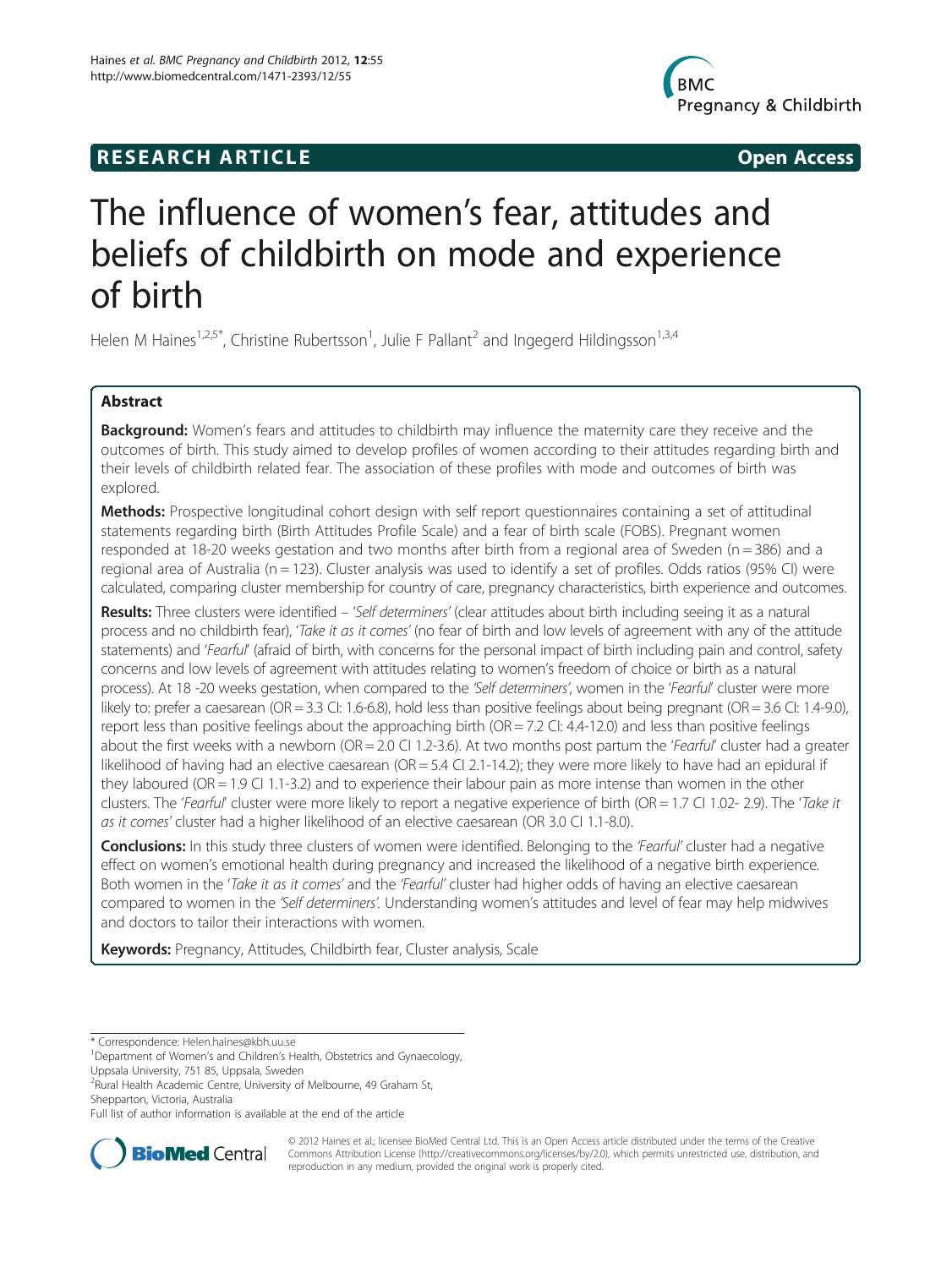**RESEARCH ARTICLE** **Open Access**

# The influence of women's fear, attitudes and beliefs of childbirth on mode and experience of birth

Helen M Haines[1,2,5*], Christine Rubertsson[1], Julie F Pallant[2] and Ingegerd Hildingsson[1,3,4]

## Abstract

**Background:** Women's fears and attitudes to childbirth may influence the maternity care they receive and the outcomes of birth. This study aimed to develop profiles of women according to their attitudes regarding birth and their levels of childbirth related fear. The association of these profiles with mode and outcomes of birth was explored.

**Methods:** Prospective longitudinal cohort design with self report questionnaires containing a set of attitudinal statements regarding birth (Birth Attitudes Profile Scale) and a fear of birth scale (FOBS). Pregnant women responded at 18-20 weeks gestation and two months after birth from a regional area of Sweden (n = 386) and a regional area of Australia (n = 123). Cluster analysis was used to identify a set of profiles. Odds ratios (95% CI) were calculated, comparing cluster membership for country of care, pregnancy characteristics, birth experience and outcomes.

**Results:** Three clusters were identified – '*Self determiners*' (clear attitudes about birth including seeing it as a natural process and no childbirth fear), '*Take it as it comes*' (no fear of birth and low levels of agreement with any of the attitude statements) and '*Fearful*' (afraid of birth, with concerns for the personal impact of birth including pain and control, safety concerns and low levels of agreement with attitudes relating to women's freedom of choice or birth as a natural process). At 18 -20 weeks gestation, when compared to the '*Self determiners*', women in the '*Fearful*' cluster were more likely to: prefer a caesarean (OR = 3.3 CI: 1.6-6.8), hold less than positive feelings about being pregnant (OR = 3.6 CI: 1.4-9.0), report less than positive feelings about the approaching birth (OR = 7.2 CI: 4.4-12.0) and less than positive feelings about the first weeks with a newborn (OR = 2.0 CI 1.2-3.6). At two months post partum the '*Fearful*' cluster had a greater likelihood of having had an elective caesarean (OR = 5.4 CI 2.1-14.2); they were more likely to have had an epidural if they laboured (OR = 1.9 CI 1.1-3.2) and to experience their labour pain as more intense than women in the other clusters. The '*Fearful*' cluster were more likely to report a negative experience of birth (OR = 1.7 CI 1.02- 2.9). The '*Take it as it comes*' cluster had a higher likelihood of an elective caesarean (OR 3.0 CI 1.1-8.0).

**Conclusions:** In this study three clusters of women were identified. Belonging to the '*Fearful*' cluster had a negative effect on women's emotional health during pregnancy and increased the likelihood of a negative birth experience. Both women in the '*Take it as it comes*' and the '*Fearful*' cluster had higher odds of having an elective caesarean compared to women in the '*Self determiners*'. Understanding women's attitudes and level of fear may help midwives and doctors to tailor their interactions with women.

**Keywords:** Pregnancy, Attitudes, Childbirth fear, Cluster analysis, Scale

---

\* Correspondence: Helen.haines@kbh.uu.se
[1]Department of Women's and Children's Health, Obstetrics and Gynaecology, Uppsala University, 751 85, Uppsala, Sweden
[2]Rural Health Academic Centre, University of Melbourne, 49 Graham St, Shepparton, Victoria, Australia
Full list of author information is available at the end of the article

© 2012 Haines et al.; licensee BioMed Central Ltd. This is an Open Access article distributed under the terms of the Creative Commons Attribution License (http://creativecommons.org/licenses/by/2.0), which permits unrestricted use, distribution, and reproduction in any medium, provided the original work is properly cited.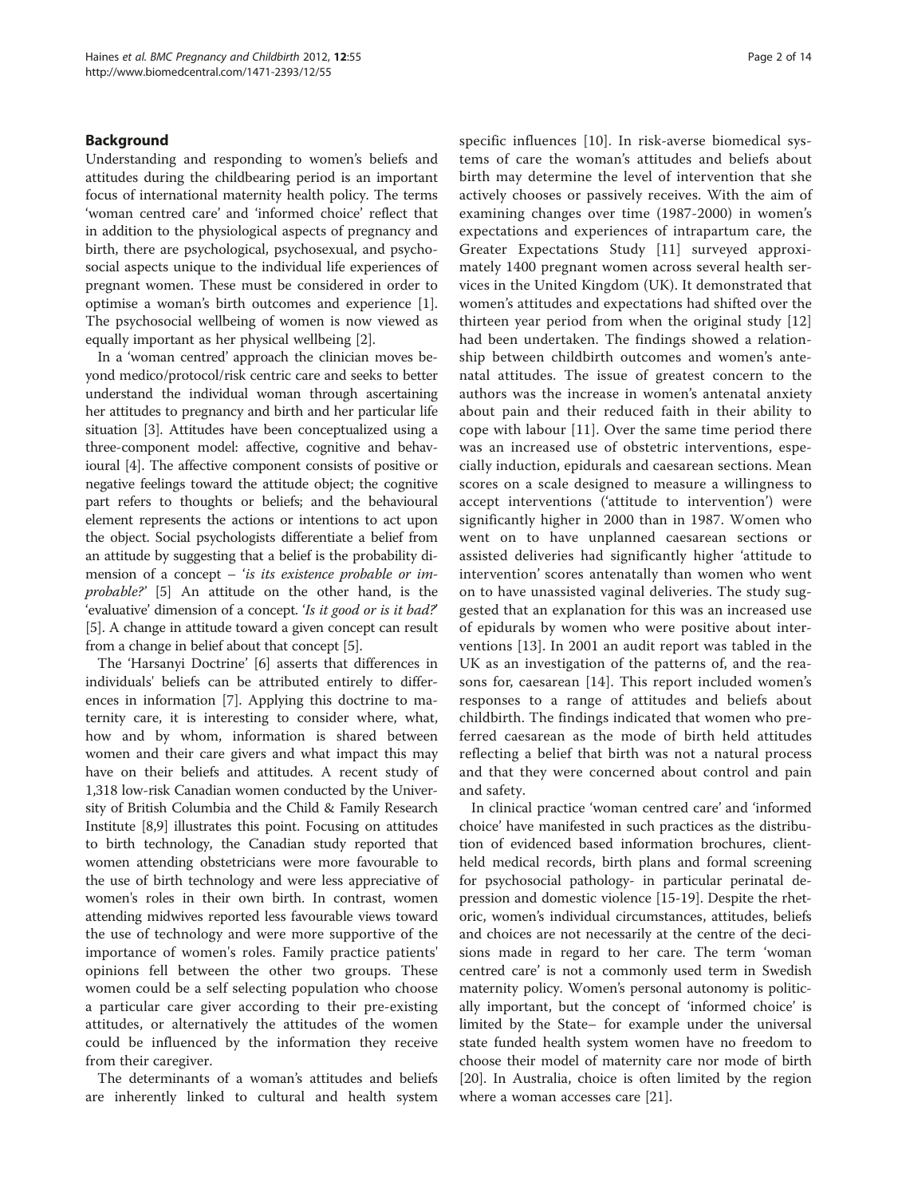## Background

Understanding and responding to women's beliefs and attitudes during the childbearing period is an important focus of international maternity health policy. The terms 'woman centred care' and 'informed choice' reflect that in addition to the physiological aspects of pregnancy and birth, there are psychological, psychosexual, and psychosocial aspects unique to the individual life experiences of pregnant women. These must be considered in order to optimise a woman's birth outcomes and experience [1]. The psychosocial wellbeing of women is now viewed as equally important as her physical wellbeing [2].

In a 'woman centred' approach the clinician moves beyond medico/protocol/risk centric care and seeks to better understand the individual woman through ascertaining her attitudes to pregnancy and birth and her particular life situation [3]. Attitudes have been conceptualized using a three-component model: affective, cognitive and behavioural [4]. The affective component consists of positive or negative feelings toward the attitude object; the cognitive part refers to thoughts or beliefs; and the behavioural element represents the actions or intentions to act upon the object. Social psychologists differentiate a belief from an attitude by suggesting that a belief is the probability dimension of a concept – *'is its existence probable or improbable?'* [5] An attitude on the other hand, is the 'evaluative' dimension of a concept. *'Is it good or is it bad?'* [5]. A change in attitude toward a given concept can result from a change in belief about that concept [5].

The 'Harsanyi Doctrine' [6] asserts that differences in individuals' beliefs can be attributed entirely to differences in information [7]. Applying this doctrine to maternity care, it is interesting to consider where, what, how and by whom, information is shared between women and their care givers and what impact this may have on their beliefs and attitudes. A recent study of 1,318 low-risk Canadian women conducted by the University of British Columbia and the Child & Family Research Institute [8,9] illustrates this point. Focusing on attitudes to birth technology, the Canadian study reported that women attending obstetricians were more favourable to the use of birth technology and were less appreciative of women's roles in their own birth. In contrast, women attending midwives reported less favourable views toward the use of technology and were more supportive of the importance of women's roles. Family practice patients' opinions fell between the other two groups. These women could be a self selecting population who choose a particular care giver according to their pre-existing attitudes, or alternatively the attitudes of the women could be influenced by the information they receive from their caregiver.

The determinants of a woman's attitudes and beliefs are inherently linked to cultural and health system specific influences [10]. In risk-averse biomedical systems of care the woman's attitudes and beliefs about birth may determine the level of intervention that she actively chooses or passively receives. With the aim of examining changes over time (1987-2000) in women's expectations and experiences of intrapartum care, the Greater Expectations Study [11] surveyed approximately 1400 pregnant women across several health services in the United Kingdom (UK). It demonstrated that women's attitudes and expectations had shifted over the thirteen year period from when the original study [12] had been undertaken. The findings showed a relationship between childbirth outcomes and women's antenatal attitudes. The issue of greatest concern to the authors was the increase in women's antenatal anxiety about pain and their reduced faith in their ability to cope with labour [11]. Over the same time period there was an increased use of obstetric interventions, especially induction, epidurals and caesarean sections. Mean scores on a scale designed to measure a willingness to accept interventions ('attitude to intervention') were significantly higher in 2000 than in 1987. Women who went on to have unplanned caesarean sections or assisted deliveries had significantly higher 'attitude to intervention' scores antenatally than women who went on to have unassisted vaginal deliveries. The study suggested that an explanation for this was an increased use of epidurals by women who were positive about interventions [13]. In 2001 an audit report was tabled in the UK as an investigation of the patterns of, and the reasons for, caesarean [14]. This report included women's responses to a range of attitudes and beliefs about childbirth. The findings indicated that women who preferred caesarean as the mode of birth held attitudes reflecting a belief that birth was not a natural process and that they were concerned about control and pain and safety.

In clinical practice 'woman centred care' and 'informed choice' have manifested in such practices as the distribution of evidenced based information brochures, client-held medical records, birth plans and formal screening for psychosocial pathology- in particular perinatal depression and domestic violence [15-19]. Despite the rhetoric, women's individual circumstances, attitudes, beliefs and choices are not necessarily at the centre of the decisions made in regard to her care. The term 'woman centred care' is not a commonly used term in Swedish maternity policy. Women's personal autonomy is politically important, but the concept of 'informed choice' is limited by the State– for example under the universal state funded health system women have no freedom to choose their model of maternity care nor mode of birth [20]. In Australia, choice is often limited by the region where a woman accesses care [21].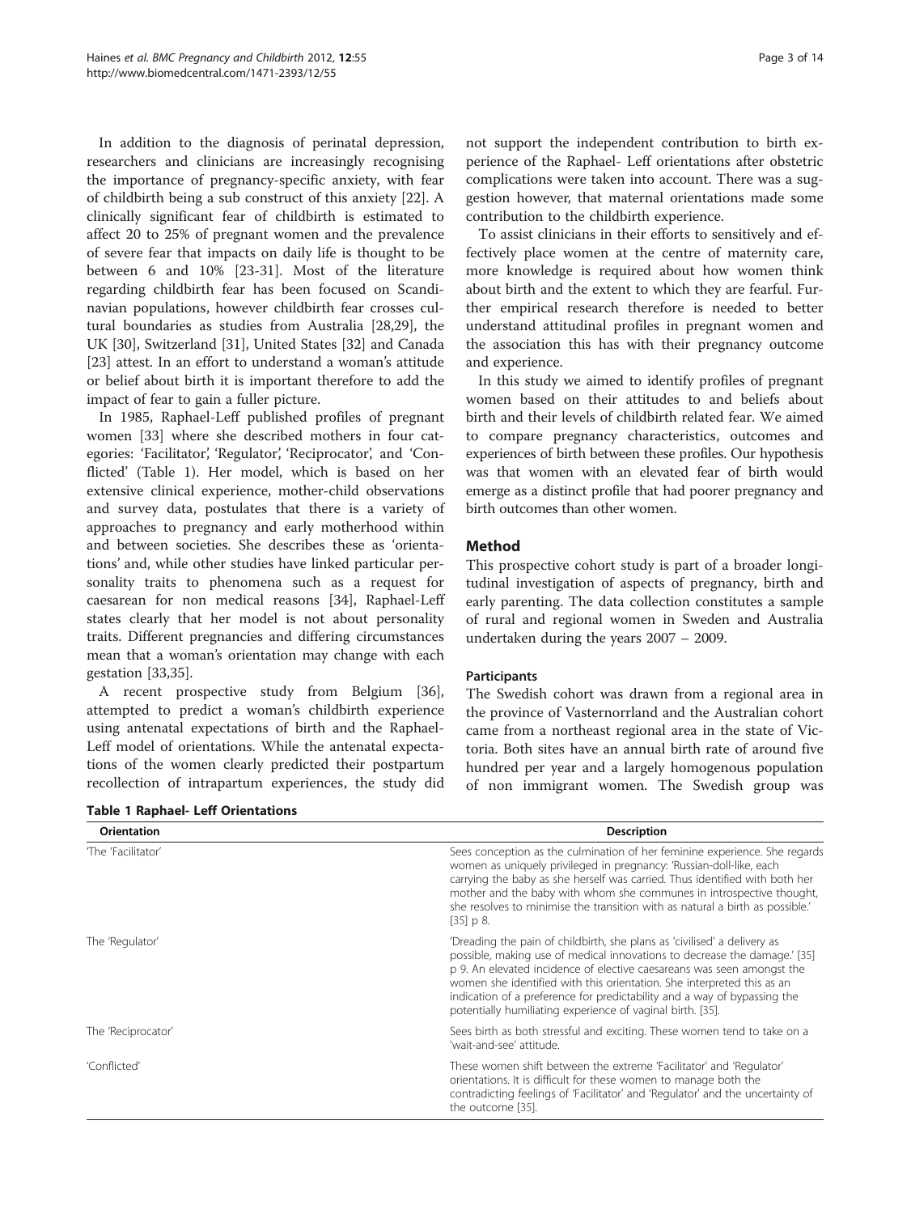In addition to the diagnosis of perinatal depression, researchers and clinicians are increasingly recognising the importance of pregnancy-specific anxiety, with fear of childbirth being a sub construct of this anxiety [22]. A clinically significant fear of childbirth is estimated to affect 20 to 25% of pregnant women and the prevalence of severe fear that impacts on daily life is thought to be between 6 and 10% [23-31]. Most of the literature regarding childbirth fear has been focused on Scandinavian populations, however childbirth fear crosses cultural boundaries as studies from Australia [28,29], the UK [30], Switzerland [31], United States [32] and Canada [23] attest. In an effort to understand a woman's attitude or belief about birth it is important therefore to add the impact of fear to gain a fuller picture.

In 1985, Raphael-Leff published profiles of pregnant women [33] where she described mothers in four categories: 'Facilitator', 'Regulator', 'Reciprocator', and 'Conflicted' (Table 1). Her model, which is based on her extensive clinical experience, mother-child observations and survey data, postulates that there is a variety of approaches to pregnancy and early motherhood within and between societies. She describes these as 'orientations' and, while other studies have linked particular personality traits to phenomena such as a request for caesarean for non medical reasons [34], Raphael-Leff states clearly that her model is not about personality traits. Different pregnancies and differing circumstances mean that a woman's orientation may change with each gestation [33,35].

A recent prospective study from Belgium [36], attempted to predict a woman's childbirth experience using antenatal expectations of birth and the Raphael-Leff model of orientations. While the antenatal expectations of the women clearly predicted their postpartum recollection of intrapartum experiences, the study did not support the independent contribution to birth experience of the Raphael- Leff orientations after obstetric complications were taken into account. There was a suggestion however, that maternal orientations made some contribution to the childbirth experience.

To assist clinicians in their efforts to sensitively and effectively place women at the centre of maternity care, more knowledge is required about how women think about birth and the extent to which they are fearful. Further empirical research therefore is needed to better understand attitudinal profiles in pregnant women and the association this has with their pregnancy outcome and experience.

In this study we aimed to identify profiles of pregnant women based on their attitudes to and beliefs about birth and their levels of childbirth related fear. We aimed to compare pregnancy characteristics, outcomes and experiences of birth between these profiles. Our hypothesis was that women with an elevated fear of birth would emerge as a distinct profile that had poorer pregnancy and birth outcomes than other women.

## Method

This prospective cohort study is part of a broader longitudinal investigation of aspects of pregnancy, birth and early parenting. The data collection constitutes a sample of rural and regional women in Sweden and Australia undertaken during the years 2007 – 2009.

### Participants

The Swedish cohort was drawn from a regional area in the province of Vasternorrland and the Australian cohort came from a northeast regional area in the state of Victoria. Both sites have an annual birth rate of around five hundred per year and a largely homogenous population of non immigrant women. The Swedish group was

**Table 1 Raphael- Leff Orientations**

| Orientation | Description |
|---|---|
| 'The 'Facilitator' | Sees conception as the culmination of her feminine experience. She regards women as uniquely privileged in pregnancy: 'Russian-doll-like, each carrying the baby as she herself was carried. Thus identified with both her mother and the baby with whom she communes in introspective thought, she resolves to minimise the transition with as natural a birth as possible.' [35] p 8. |
| The 'Regulator' | 'Dreading the pain of childbirth, she plans as 'civilised' a delivery as possible, making use of medical innovations to decrease the damage.' [35] p 9. An elevated incidence of elective caesareans was seen amongst the women she identified with this orientation. She interpreted this as an indication of a preference for predictability and a way of bypassing the potentially humiliating experience of vaginal birth. [35]. |
| The 'Reciprocator' | Sees birth as both stressful and exciting. These women tend to take on a 'wait-and-see' attitude. |
| 'Conflicted' | These women shift between the extreme 'Facilitator' and 'Regulator' orientations. It is difficult for these women to manage both the contradicting feelings of 'Facilitator' and 'Regulator' and the uncertainty of the outcome [35]. |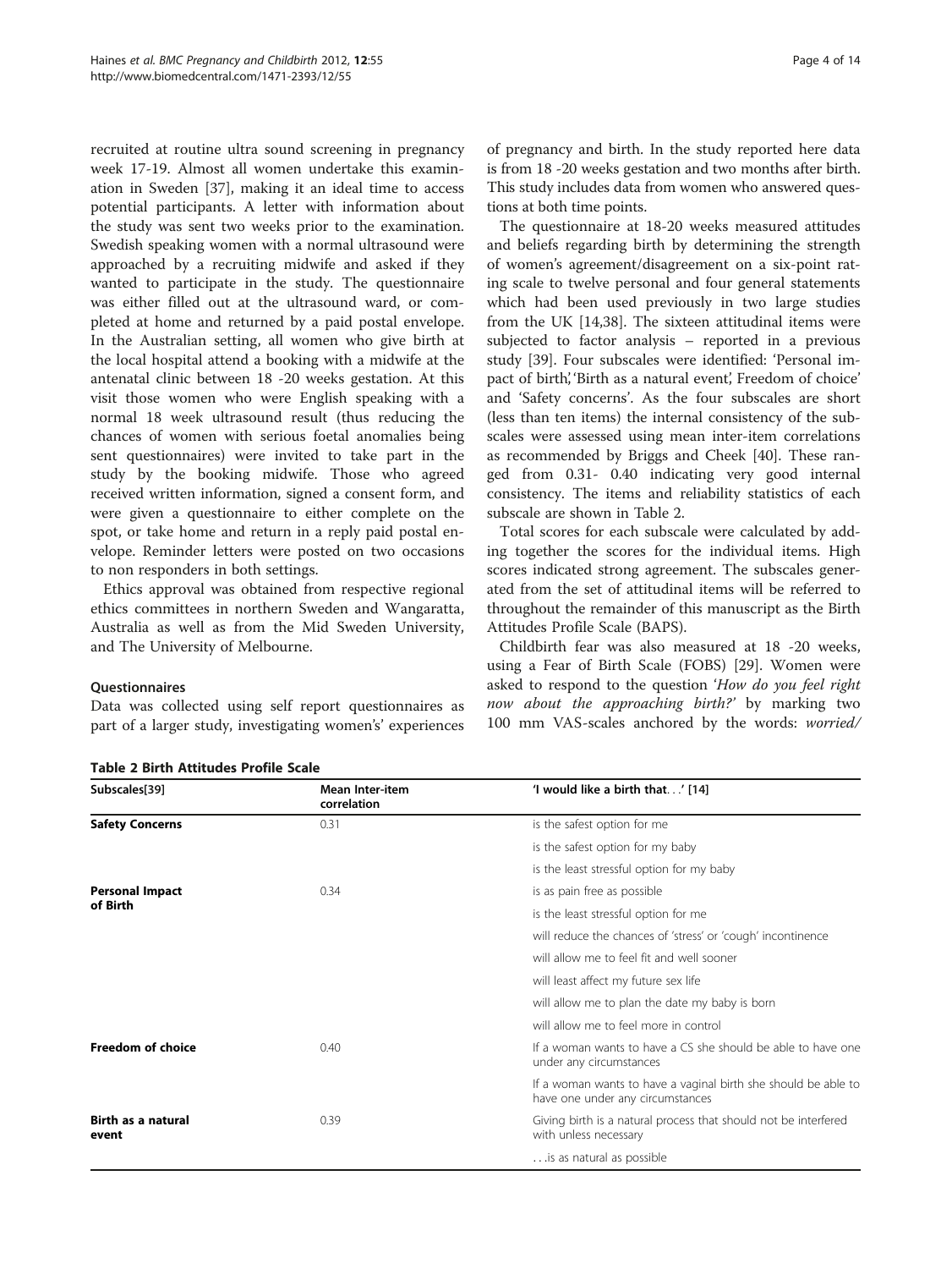recruited at routine ultra sound screening in pregnancy week 17-19. Almost all women undertake this examination in Sweden [37], making it an ideal time to access potential participants. A letter with information about the study was sent two weeks prior to the examination. Swedish speaking women with a normal ultrasound were approached by a recruiting midwife and asked if they wanted to participate in the study. The questionnaire was either filled out at the ultrasound ward, or completed at home and returned by a paid postal envelope. In the Australian setting, all women who give birth at the local hospital attend a booking with a midwife at the antenatal clinic between 18 -20 weeks gestation. At this visit those women who were English speaking with a normal 18 week ultrasound result (thus reducing the chances of women with serious foetal anomalies being sent questionnaires) were invited to take part in the study by the booking midwife. Those who agreed received written information, signed a consent form, and were given a questionnaire to either complete on the spot, or take home and return in a reply paid postal envelope. Reminder letters were posted on two occasions to non responders in both settings.

Ethics approval was obtained from respective regional ethics committees in northern Sweden and Wangaratta, Australia as well as from the Mid Sweden University, and The University of Melbourne.

### Questionnaires

Data was collected using self report questionnaires as part of a larger study, investigating women's' experiences of pregnancy and birth. In the study reported here data is from 18 -20 weeks gestation and two months after birth. This study includes data from women who answered questions at both time points.

The questionnaire at 18-20 weeks measured attitudes and beliefs regarding birth by determining the strength of women's agreement/disagreement on a six-point rating scale to twelve personal and four general statements which had been used previously in two large studies from the UK [14,38]. The sixteen attitudinal items were subjected to factor analysis – reported in a previous study [39]. Four subscales were identified: 'Personal impact of birth','Birth as a natural event', Freedom of choice' and 'Safety concerns'. As the four subscales are short (less than ten items) the internal consistency of the subscales were assessed using mean inter-item correlations as recommended by Briggs and Cheek [40]. These ranged from 0.31- 0.40 indicating very good internal consistency. The items and reliability statistics of each subscale are shown in Table 2.

Total scores for each subscale were calculated by adding together the scores for the individual items. High scores indicated strong agreement. The subscales generated from the set of attitudinal items will be referred to throughout the remainder of this manuscript as the Birth Attitudes Profile Scale (BAPS).

Childbirth fear was also measured at 18 -20 weeks, using a Fear of Birth Scale (FOBS) [29]. Women were asked to respond to the question '*How do you feel right now about the approaching birth?*' by marking two 100 mm VAS-scales anchored by the words: *worried/*

**Table 2 Birth Attitudes Profile Scale**

| Subscales[39] | Mean Inter-item correlation | 'I would like a birth that. . .' [14] |
|---|---|---|
| **Safety Concerns** | 0.31 | is the safest option for me |
| | | is the safest option for my baby |
| | | is the least stressful option for my baby |
| **Personal Impact of Birth** | 0.34 | is as pain free as possible |
| | | is the least stressful option for me |
| | | will reduce the chances of 'stress' or 'cough' incontinence |
| | | will allow me to feel fit and well sooner |
| | | will least affect my future sex life |
| | | will allow me to plan the date my baby is born |
| | | will allow me to feel more in control |
| **Freedom of choice** | 0.40 | If a woman wants to have a CS she should be able to have one under any circumstances |
| | | If a woman wants to have a vaginal birth she should be able to have one under any circumstances |
| **Birth as a natural event** | 0.39 | Giving birth is a natural process that should not be interfered with unless necessary |
| | | . . .is as natural as possible |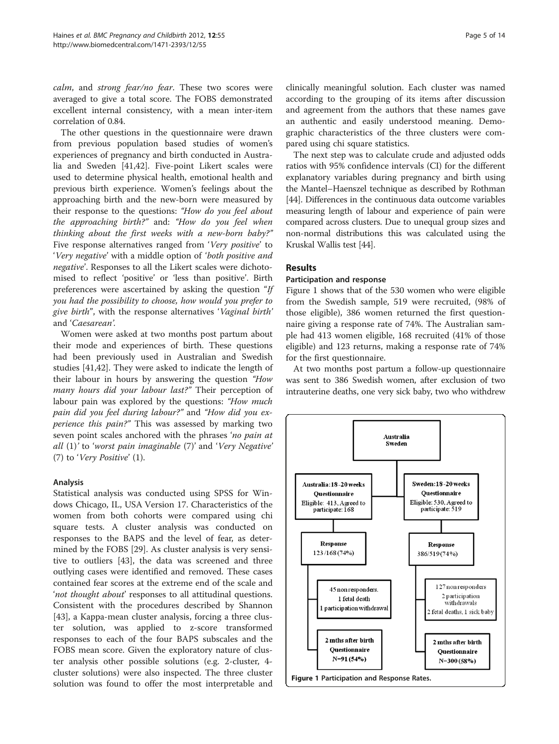calm, and strong fear/no fear. These two scores were averaged to give a total score. The FOBS demonstrated excellent internal consistency, with a mean inter-item correlation of 0.84.

The other questions in the questionnaire were drawn from previous population based studies of women's experiences of pregnancy and birth conducted in Australia and Sweden [41,42]. Five-point Likert scales were used to determine physical health, emotional health and previous birth experience. Women's feelings about the approaching birth and the new-born were measured by their response to the questions: *"How do you feel about the approaching birth?"* and: *"How do you feel when thinking about the first weeks with a new-born baby?"* Five response alternatives ranged from '*Very positive*' to '*Very negative*' with a middle option of '*both positive and negative*'. Responses to all the Likert scales were dichotomised to reflect 'positive' or 'less than positive'. Birth preferences were ascertained by asking the question *"If you had the possibility to choose, how would you prefer to give birth"*, with the response alternatives '*Vaginal birth*' and '*Caesarean*'.

Women were asked at two months post partum about their mode and experiences of birth. These questions had been previously used in Australian and Swedish studies [41,42]. They were asked to indicate the length of their labour in hours by answering the question *"How many hours did your labour last?"* Their perception of labour pain was explored by the questions: *"How much pain did you feel during labour?"* and *"How did you experience this pain?"* This was assessed by marking two seven point scales anchored with the phrases '*no pain at all* (1)' to '*worst pain imaginable* (7)' and '*Very Negative*' (7) to '*Very Positive*' (1).

### Analysis

Statistical analysis was conducted using SPSS for Windows Chicago, IL, USA Version 17. Characteristics of the women from both cohorts were compared using chi square tests. A cluster analysis was conducted on responses to the BAPS and the level of fear, as determined by the FOBS [29]. As cluster analysis is very sensitive to outliers [43], the data was screened and three outlying cases were identified and removed. These cases contained fear scores at the extreme end of the scale and '*not thought about*' responses to all attitudinal questions. Consistent with the procedures described by Shannon [43], a Kappa-mean cluster analysis, forcing a three cluster solution, was applied to z-score transformed responses to each of the four BAPS subscales and the FOBS mean score. Given the exploratory nature of cluster analysis other possible solutions (e.g. 2-cluster, 4-cluster solutions) were also inspected. The three cluster solution was found to offer the most interpretable and clinically meaningful solution. Each cluster was named according to the grouping of its items after discussion and agreement from the authors that these names gave an authentic and easily understood meaning. Demographic characteristics of the three clusters were compared using chi square statistics.

The next step was to calculate crude and adjusted odds ratios with 95% confidence intervals (CI) for the different explanatory variables during pregnancy and birth using the Mantel–Haenszel technique as described by Rothman [44]. Differences in the continuous data outcome variables measuring length of labour and experience of pain were compared across clusters. Due to unequal group sizes and non-normal distributions this was calculated using the Kruskal Wallis test [44].

## Results

### Participation and response

Figure 1 shows that of the 530 women who were eligible from the Swedish sample, 519 were recruited, (98% of those eligible), 386 women returned the first questionnaire giving a response rate of 74%. The Australian sample had 413 women eligible, 168 recruited (41% of those eligible) and 123 returns, making a response rate of 74% for the first questionnaire.

At two months post partum a follow-up questionnaire was sent to 386 Swedish women, after exclusion of two intrauterine deaths, one very sick baby, two who withdrew

**Figure 1** Participation and Response Rates.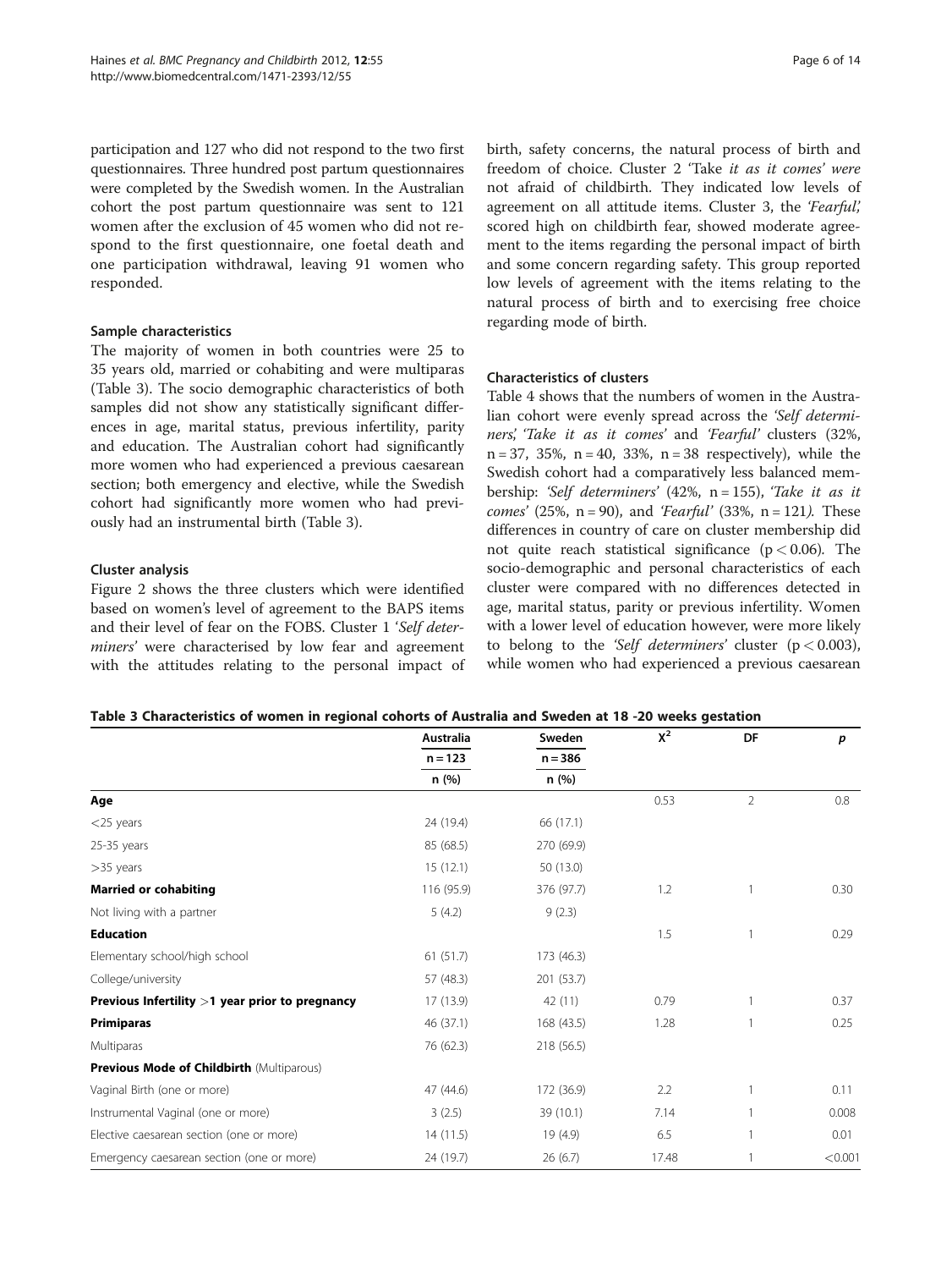participation and 127 who did not respond to the two first questionnaires. Three hundred post partum questionnaires were completed by the Swedish women. In the Australian cohort the post partum questionnaire was sent to 121 women after the exclusion of 45 women who did not respond to the first questionnaire, one foetal death and one participation withdrawal, leaving 91 women who responded.

### Sample characteristics

The majority of women in both countries were 25 to 35 years old, married or cohabiting and were multiparas (Table 3). The socio demographic characteristics of both samples did not show any statistically significant differences in age, marital status, previous infertility, parity and education. The Australian cohort had significantly more women who had experienced a previous caesarean section; both emergency and elective, while the Swedish cohort had significantly more women who had previously had an instrumental birth (Table 3).

### Cluster analysis

Figure 2 shows the three clusters which were identified based on women's level of agreement to the BAPS items and their level of fear on the FOBS. Cluster 1 '*Self determiners*' were characterised by low fear and agreement with the attitudes relating to the personal impact of birth, safety concerns, the natural process of birth and freedom of choice. Cluster 2 'Take *it as it comes*' were not afraid of childbirth. They indicated low levels of agreement on all attitude items. Cluster 3, the '*Fearful*,' scored high on childbirth fear, showed moderate agreement to the items regarding the personal impact of birth and some concern regarding safety. This group reported low levels of agreement with the items relating to the natural process of birth and to exercising free choice regarding mode of birth.

### Characteristics of clusters

Table 4 shows that the numbers of women in the Australian cohort were evenly spread across the '*Self determiners*', '*Take it as it comes*' and '*Fearful*' clusters (32%, n = 37, 35%, n = 40, 33%, n = 38 respectively), while the Swedish cohort had a comparatively less balanced membership: '*Self determiners*' (42%, n = 155), '*Take it as it comes*' (25%, n = 90), and '*Fearful*' (33%, n = 121). These differences in country of care on cluster membership did not quite reach statistical significance ($p < 0.06$). The socio-demographic and personal characteristics of each cluster were compared with no differences detected in age, marital status, parity or previous infertility. Women with a lower level of education however, were more likely to belong to the '*Self determiners*' cluster ($p < 0.003$), while women who had experienced a previous caesarean

**Table 3 Characteristics of women in regional cohorts of Australia and Sweden at 18 -20 weeks gestation**

| | Australia n = 123 n (%) | Sweden n = 386 n (%) | $X^2$ | DF | *p* |
|---|---|---|---|---|---|
| **Age** | | | 0.53 | 2 | 0.8 |
| <25 years | 24 (19.4) | 66 (17.1) | | | |
| 25-35 years | 85 (68.5) | 270 (69.9) | | | |
| >35 years | 15 (12.1) | 50 (13.0) | | | |
| **Married or cohabiting** | 116 (95.9) | 376 (97.7) | 1.2 | 1 | 0.30 |
| Not living with a partner | 5 (4.2) | 9 (2.3) | | | |
| **Education** | | | 1.5 | 1 | 0.29 |
| Elementary school/high school | 61 (51.7) | 173 (46.3) | | | |
| College/university | 57 (48.3) | 201 (53.7) | | | |
| **Previous Infertility >1 year prior to pregnancy** | 17 (13.9) | 42 (11) | 0.79 | 1 | 0.37 |
| **Primiparas** | 46 (37.1) | 168 (43.5) | 1.28 | 1 | 0.25 |
| Multiparas | 76 (62.3) | 218 (56.5) | | | |
| **Previous Mode of Childbirth** (Multiparous) | | | | | |
| Vaginal Birth (one or more) | 47 (44.6) | 172 (36.9) | 2.2 | 1 | 0.11 |
| Instrumental Vaginal (one or more) | 3 (2.5) | 39 (10.1) | 7.14 | 1 | 0.008 |
| Elective caesarean section (one or more) | 14 (11.5) | 19 (4.9) | 6.5 | 1 | 0.01 |
| Emergency caesarean section (one or more) | 24 (19.7) | 26 (6.7) | 17.48 | 1 | <0.001 |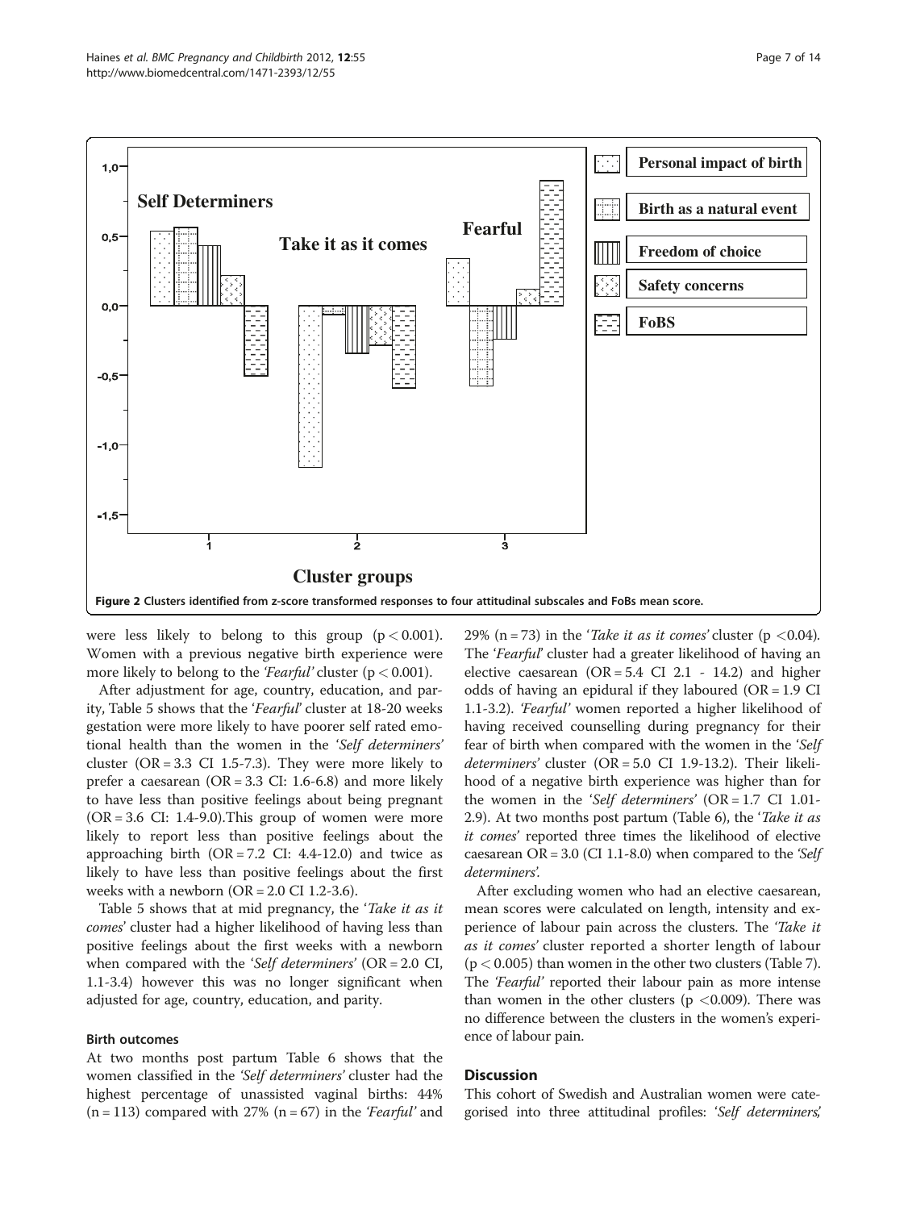Figure 2 Clusters identified from z-score transformed responses to four attitudinal subscales and FoBs mean score.

were less likely to belong to this group ($p < 0.001$). Women with a previous negative birth experience were more likely to belong to the *'Fearful'* cluster ($p < 0.001$).

After adjustment for age, country, education, and parity, Table 5 shows that the '*Fearful*' cluster at 18-20 weeks gestation were more likely to have poorer self rated emotional health than the women in the '*Self determiners*' cluster (OR = 3.3 CI 1.5-7.3). They were more likely to prefer a caesarean (OR = 3.3 CI: 1.6-6.8) and more likely to have less than positive feelings about being pregnant (OR = 3.6 CI: 1.4-9.0).This group of women were more likely to report less than positive feelings about the approaching birth (OR = 7.2 CI: 4.4-12.0) and twice as likely to have less than positive feelings about the first weeks with a newborn (OR = 2.0 CI 1.2-3.6).

Table 5 shows that at mid pregnancy, the '*Take it as it comes*' cluster had a higher likelihood of having less than positive feelings about the first weeks with a newborn when compared with the '*Self determiners*' (OR = 2.0 CI, 1.1-3.4) however this was no longer significant when adjusted for age, country, education, and parity.

### Birth outcomes

At two months post partum Table 6 shows that the women classified in the *'Self determiners'* cluster had the highest percentage of unassisted vaginal births: 44% (n = 113) compared with 27% (n = 67) in the *'Fearful'* and 29% (n = 73) in the '*Take it as it comes*' cluster ($p < 0.04$). The '*Fearful*' cluster had a greater likelihood of having an elective caesarean (OR = 5.4 CI 2.1 - 14.2) and higher odds of having an epidural if they laboured (OR = 1.9 CI 1.1-3.2). *'Fearful'* women reported a higher likelihood of having received counselling during pregnancy for their fear of birth when compared with the women in the '*Self determiners*' cluster (OR = 5.0 CI 1.9-13.2). Their likelihood of a negative birth experience was higher than for the women in the '*Self determiners*' (OR = 1.7 CI 1.01-2.9). At two months post partum (Table 6), the '*Take it as it comes*' reported three times the likelihood of elective caesarean OR = 3.0 (CI 1.1-8.0) when compared to the *'Self determiners'*.

After excluding women who had an elective caesarean, mean scores were calculated on length, intensity and experience of labour pain across the clusters. The *'Take it as it comes'* cluster reported a shorter length of labour ($p < 0.005$) than women in the other two clusters (Table 7). The *'Fearful'* reported their labour pain as more intense than women in the other clusters ($p < 0.009$). There was no difference between the clusters in the women's experience of labour pain.

## Discussion

This cohort of Swedish and Australian women were categorised into three attitudinal profiles: '*Self determiners*,'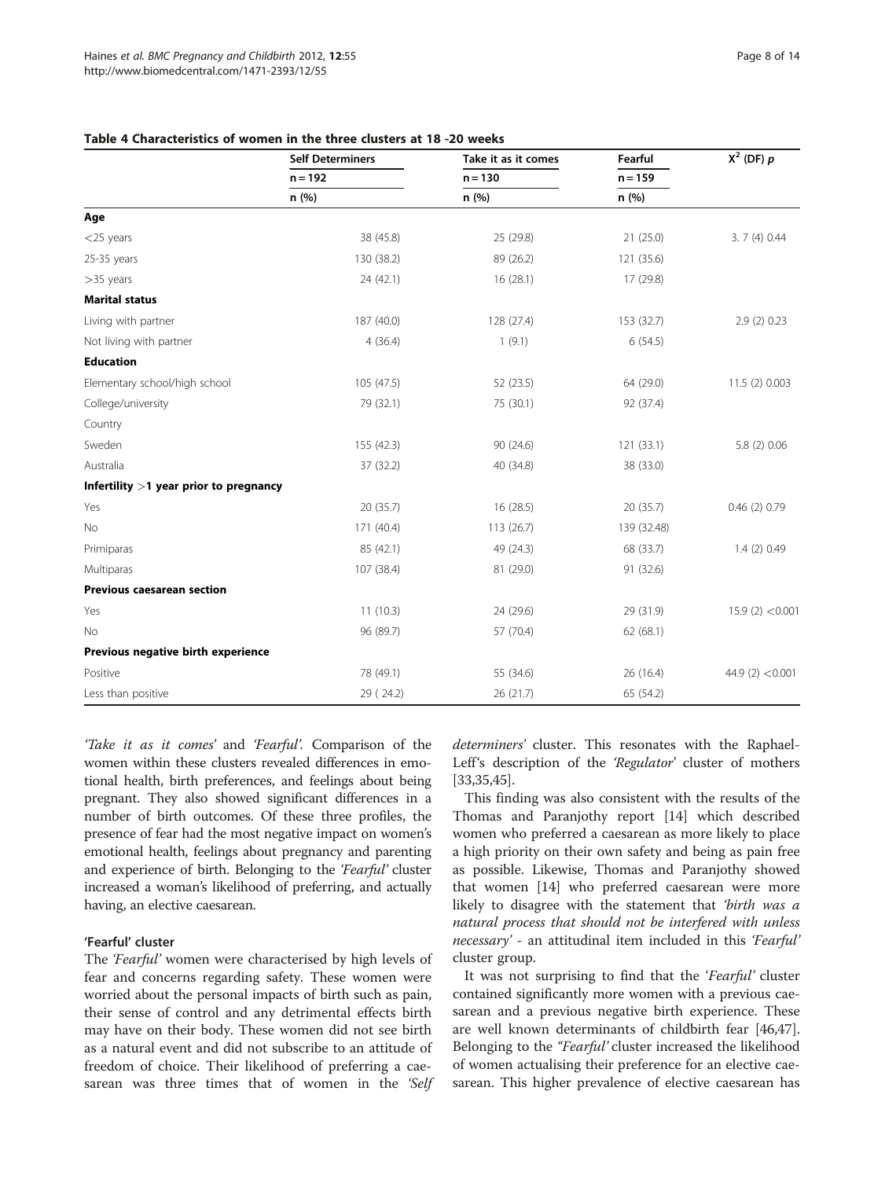**Table 4 Characteristics of women in the three clusters at 18 -20 weeks**

| | Self Determiners | Take it as it comes | Fearful | $X^2$ (DF) $p$ |
|---|---|---|---|---|
| | n = 192 | n = 130 | n = 159 | |
| | n (%) | n (%) | n (%) | |
| **Age** | | | | |
| <25 years | 38 (45.8) | 25 (29.8) | 21 (25.0) | 3. 7 (4) 0.44 |
| 25-35 years | 130 (38.2) | 89 (26.2) | 121 (35.6) | |
| >35 years | 24 (42.1) | 16 (28.1) | 17 (29.8) | |
| **Marital status** | | | | |
| Living with partner | 187 (40.0) | 128 (27.4) | 153 (32.7) | 2.9 (2) 0.23 |
| Not living with partner | 4 (36.4) | 1 (9.1) | 6 (54.5) | |
| **Education** | | | | |
| Elementary school/high school | 105 (47.5) | 52 (23.5) | 64 (29.0) | 11.5 (2) 0.003 |
| College/university | 79 (32.1) | 75 (30.1) | 92 (37.4) | |
| Country | | | | |
| Sweden | 155 (42.3) | 90 (24.6) | 121 (33.1) | 5.8 (2) 0.06 |
| Australia | 37 (32.2) | 40 (34.8) | 38 (33.0) | |
| **Infertility >1 year prior to pregnancy** | | | | |
| Yes | 20 (35.7) | 16 (28.5) | 20 (35.7) | 0.46 (2) 0.79 |
| No | 171 (40.4) | 113 (26.7) | 139 (32.48) | |
| Primiparas | 85 (42.1) | 49 (24.3) | 68 (33.7) | 1.4 (2) 0.49 |
| Multiparas | 107 (38.4) | 81 (29.0) | 91 (32.6) | |
| **Previous caesarean section** | | | | |
| Yes | 11 (10.3) | 24 (29.6) | 29 (31.9) | 15.9 (2) <0.001 |
| No | 96 (89.7) | 57 (70.4) | 62 (68.1) | |
| **Previous negative birth experience** | | | | |
| Positive | 78 (49.1) | 55 (34.6) | 26 (16.4) | 44.9 (2) <0.001 |
| Less than positive | 29 ( 24.2) | 26 (21.7) | 65 (54.2) | |

*'Take it as it comes'* and *'Fearful'*. Comparison of the women within these clusters revealed differences in emotional health, birth preferences, and feelings about being pregnant. They also showed significant differences in a number of birth outcomes. Of these three profiles, the presence of fear had the most negative impact on women's emotional health, feelings about pregnancy and parenting and experience of birth. Belonging to the *'Fearful'* cluster increased a woman's likelihood of preferring, and actually having, an elective caesarean.

### 'Fearful' cluster

The *'Fearful'* women were characterised by high levels of fear and concerns regarding safety. These women were worried about the personal impacts of birth such as pain, their sense of control and any detrimental effects birth may have on their body. These women did not see birth as a natural event and did not subscribe to an attitude of freedom of choice. Their likelihood of preferring a caesarean was three times that of women in the *'Self determiners'* cluster. This resonates with the Raphael-Leff's description of the *'Regulator'* cluster of mothers [33,35,45].

This finding was also consistent with the results of the Thomas and Paranjothy report [14] which described women who preferred a caesarean as more likely to place a high priority on their own safety and being as pain free as possible. Likewise, Thomas and Paranjothy showed that women [14] who preferred caesarean were more likely to disagree with the statement that *'birth was a natural process that should not be interfered with unless necessary'* - an attitudinal item included in this *'Fearful'* cluster group.

It was not surprising to find that the *'Fearful'* cluster contained significantly more women with a previous caesarean and a previous negative birth experience. These are well known determinants of childbirth fear [46,47]. Belonging to the *"Fearful'* cluster increased the likelihood of women actualising their preference for an elective caesarean. This higher prevalence of elective caesarean has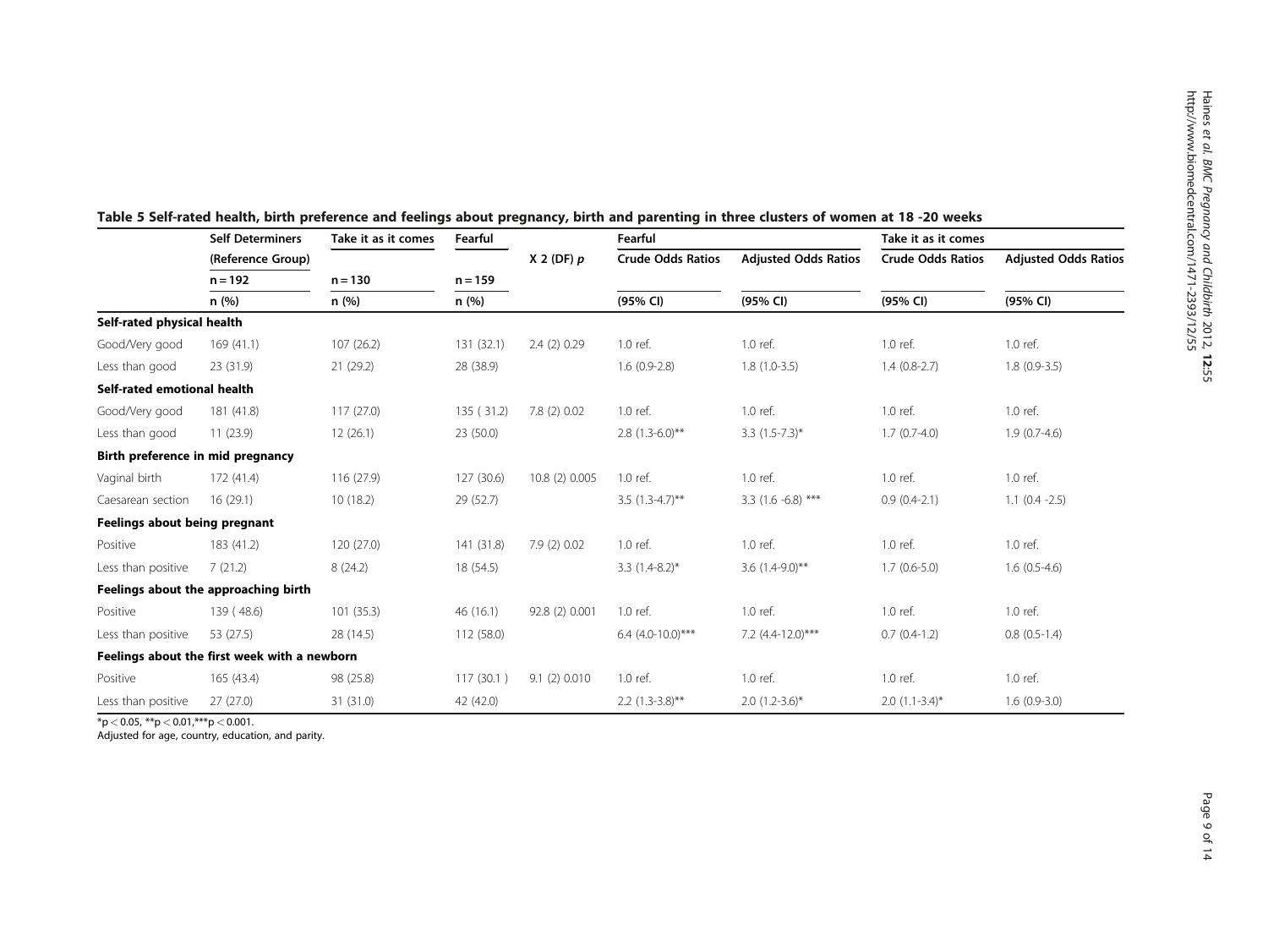**Table 5 Self-rated health, birth preference and feelings about pregnancy, birth and parenting in three clusters of women at 18 -20 weeks**

| | Self Determiners | Take it as it comes | Fearful | | Fearful | | Take it as it comes | |
|---|---|---|---|---|---|---|---|---|
| | (Reference Group) | | | X 2 (DF) *p* | Crude Odds Ratios | Adjusted Odds Ratios | Crude Odds Ratios | Adjusted Odds Ratios |
| | n = 192 | n = 130 | n = 159 | | | | | |
| | n (%) | n (%) | n (%) | | (95% CI) | (95% CI) | (95% CI) | (95% CI) |
| **Self-rated physical health** | | | | | | | | |
| Good/Very good | 169 (41.1) | 107 (26.2) | 131 (32.1) | 2.4 (2) 0.29 | 1.0 ref. | 1.0 ref. | 1.0 ref. | 1.0 ref. |
| Less than good | 23 (31.9) | 21 (29.2) | 28 (38.9) | | 1.6 (0.9-2.8) | 1.8 (1.0-3.5) | 1.4 (0.8-2.7) | 1.8 (0.9-3.5) |
| **Self-rated emotional health** | | | | | | | | |
| Good/Very good | 181 (41.8) | 117 (27.0) | 135 ( 31.2) | 7.8 (2) 0.02 | 1.0 ref. | 1.0 ref. | 1.0 ref. | 1.0 ref. |
| Less than good | 11 (23.9) | 12 (26.1) | 23 (50.0) | | 2.8 (1.3-6.0)** | 3.3 (1.5-7.3)* | 1.7 (0.7-4.0) | 1.9 (0.7-4.6) |
| **Birth preference in mid pregnancy** | | | | | | | | |
| Vaginal birth | 172 (41.4) | 116 (27.9) | 127 (30.6) | 10.8 (2) 0.005 | 1.0 ref. | 1.0 ref. | 1.0 ref. | 1.0 ref. |
| Caesarean section | 16 (29.1) | 10 (18.2) | 29 (52.7) | | 3.5 (1.3-4.7)** | 3.3 (1.6 -6.8) *** | 0.9 (0.4-2.1) | 1.1 (0.4 -2.5) |
| **Feelings about being pregnant** | | | | | | | | |
| Positive | 183 (41.2) | 120 (27.0) | 141 (31.8) | 7.9 (2) 0.02 | 1.0 ref. | 1.0 ref. | 1.0 ref. | 1.0 ref. |
| Less than positive | 7 (21.2) | 8 (24.2) | 18 (54.5) | | 3.3 (1.4-8.2)* | 3.6 (1.4-9.0)** | 1.7 (0.6-5.0) | 1.6 (0.5-4.6) |
| **Feelings about the approaching birth** | | | | | | | | |
| Positive | 139 ( 48.6) | 101 (35.3) | 46 (16.1) | 92.8 (2) 0.001 | 1.0 ref. | 1.0 ref. | 1.0 ref. | 1.0 ref. |
| Less than positive | 53 (27.5) | 28 (14.5) | 112 (58.0) | | 6.4 (4.0-10.0)*** | 7.2 (4.4-12.0)*** | 0.7 (0.4-1.2) | 0.8 (0.5-1.4) |
| **Feelings about the first week with a newborn** | | | | | | | | |
| Positive | 165 (43.4) | 98 (25.8) | 117 (30.1 ) | 9.1 (2) 0.010 | 1.0 ref. | 1.0 ref. | 1.0 ref. | 1.0 ref. |
| Less than positive | 27 (27.0) | 31 (31.0) | 42 (42.0) | | 2.2 (1.3-3.8)** | 2.0 (1.2-3.6)* | 2.0 (1.1-3.4)* | 1.6 (0.9-3.0) |

*p < 0.05, **p < 0.01,***p < 0.001.
Adjusted for age, country, education, and parity.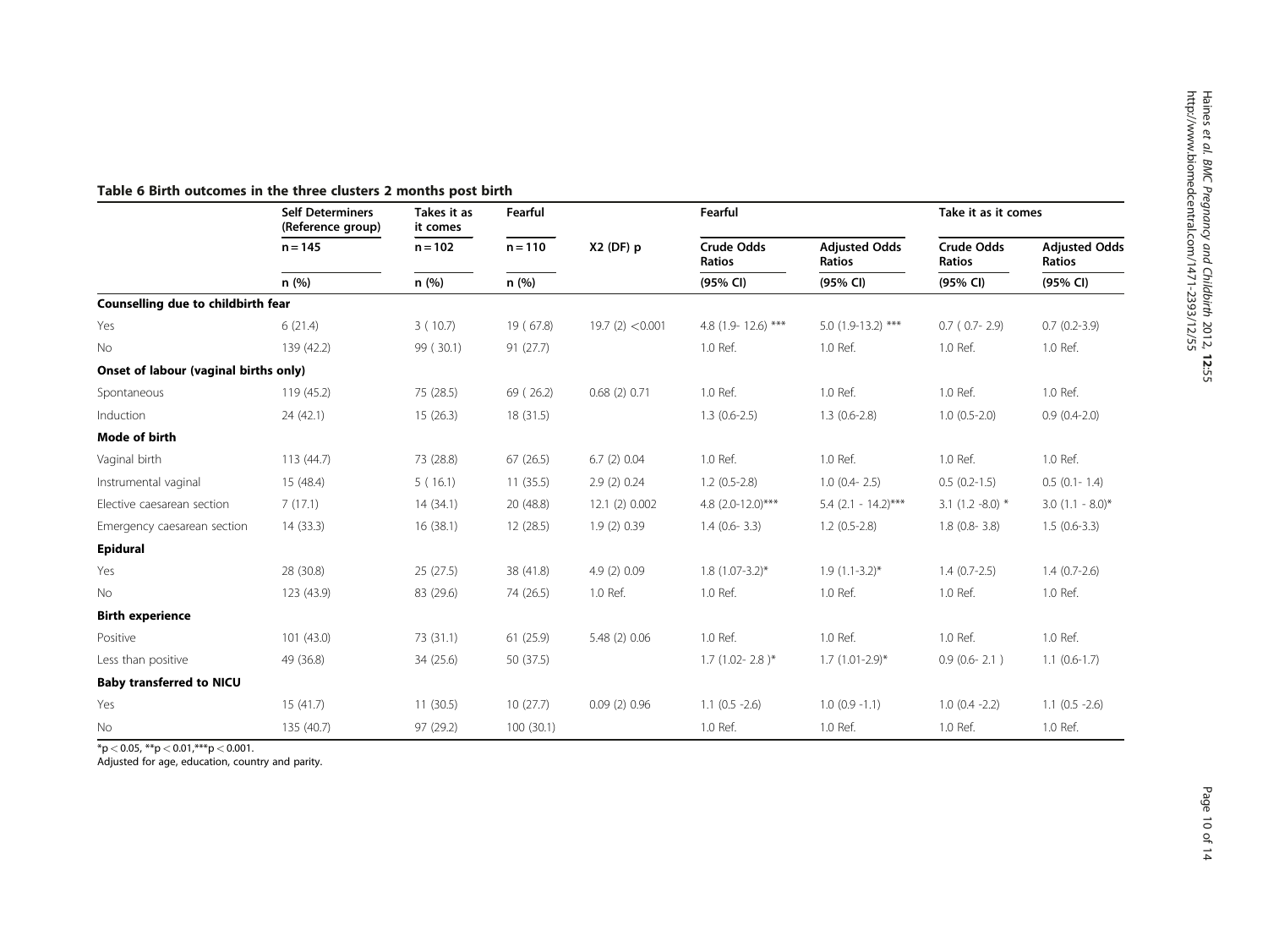**Table 6 Birth outcomes in the three clusters 2 months post birth**

| | Self Determiners (Reference group) | Takes it as it comes | Fearful | | Fearful | | Take it as it comes | |
|---|---|---|---|---|---|---|---|---|
| | n = 145 | n = 102 | n = 110 | X2 (DF) p | Crude Odds Ratios | Adjusted Odds Ratios | Crude Odds Ratios | Adjusted Odds Ratios |
| | n (%) | n (%) | n (%) | | (95% CI) | (95% CI) | (95% CI) | (95% CI) |
| **Counselling due to childbirth fear** | | | | | | | | |
| Yes | 6 (21.4) | 3 ( 10.7) | 19 ( 67.8) | 19.7 (2) <0.001 | 4.8 (1.9- 12.6) *** | 5.0 (1.9-13.2) *** | 0.7 ( 0.7- 2.9) | 0.7 (0.2-3.9) |
| No | 139 (42.2) | 99 ( 30.1) | 91 (27.7) | | 1.0 Ref. | 1.0 Ref. | 1.0 Ref. | 1.0 Ref. |
| **Onset of labour (vaginal births only)** | | | | | | | | |
| Spontaneous | 119 (45.2) | 75 (28.5) | 69 ( 26.2) | 0.68 (2) 0.71 | 1.0 Ref. | 1.0 Ref. | 1.0 Ref. | 1.0 Ref. |
| Induction | 24 (42.1) | 15 (26.3) | 18 (31.5) | | 1.3 (0.6-2.5) | 1.3 (0.6-2.8) | 1.0 (0.5-2.0) | 0.9 (0.4-2.0) |
| **Mode of birth** | | | | | | | | |
| Vaginal birth | 113 (44.7) | 73 (28.8) | 67 (26.5) | 6.7 (2) 0.04 | 1.0 Ref. | 1.0 Ref. | 1.0 Ref. | 1.0 Ref. |
| Instrumental vaginal | 15 (48.4) | 5 ( 16.1) | 11 (35.5) | 2.9 (2) 0.24 | 1.2 (0.5-2.8) | 1.0 (0.4- 2.5) | 0.5 (0.2-1.5) | 0.5 (0.1- 1.4) |
| Elective caesarean section | 7 (17.1) | 14 (34.1) | 20 (48.8) | 12.1 (2) 0.002 | 4.8 (2.0-12.0)*** | 5.4 (2.1 - 14.2)*** | 3.1 (1.2 -8.0) * | 3.0 (1.1 - 8.0)* |
| Emergency caesarean section | 14 (33.3) | 16 (38.1) | 12 (28.5) | 1.9 (2) 0.39 | 1.4 (0.6- 3.3) | 1.2 (0.5-2.8) | 1.8 (0.8- 3.8) | 1.5 (0.6-3.3) |
| **Epidural** | | | | | | | | |
| Yes | 28 (30.8) | 25 (27.5) | 38 (41.8) | 4.9 (2) 0.09 | 1.8 (1.07-3.2)* | 1.9 (1.1-3.2)* | 1.4 (0.7-2.5) | 1.4 (0.7-2.6) |
| No | 123 (43.9) | 83 (29.6) | 74 (26.5) | 1.0 Ref. | 1.0 Ref. | 1.0 Ref. | 1.0 Ref. | 1.0 Ref. |
| **Birth experience** | | | | | | | | |
| Positive | 101 (43.0) | 73 (31.1) | 61 (25.9) | 5.48 (2) 0.06 | 1.0 Ref. | 1.0 Ref. | 1.0 Ref. | 1.0 Ref. |
| Less than positive | 49 (36.8) | 34 (25.6) | 50 (37.5) | | 1.7 (1.02- 2.8 )* | 1.7 (1.01-2.9)* | 0.9 (0.6- 2.1 ) | 1.1 (0.6-1.7) |
| **Baby transferred to NICU** | | | | | | | | |
| Yes | 15 (41.7) | 11 (30.5) | 10 (27.7) | 0.09 (2) 0.96 | 1.1 (0.5 -2.6) | 1.0 (0.9 -1.1) | 1.0 (0.4 -2.2) | 1.1 (0.5 -2.6) |
| No | 135 (40.7) | 97 (29.2) | 100 (30.1) | | 1.0 Ref. | 1.0 Ref. | 1.0 Ref. | 1.0 Ref. |

*p < 0.05, **p < 0.01,***p < 0.001.
Adjusted for age, education, country and parity.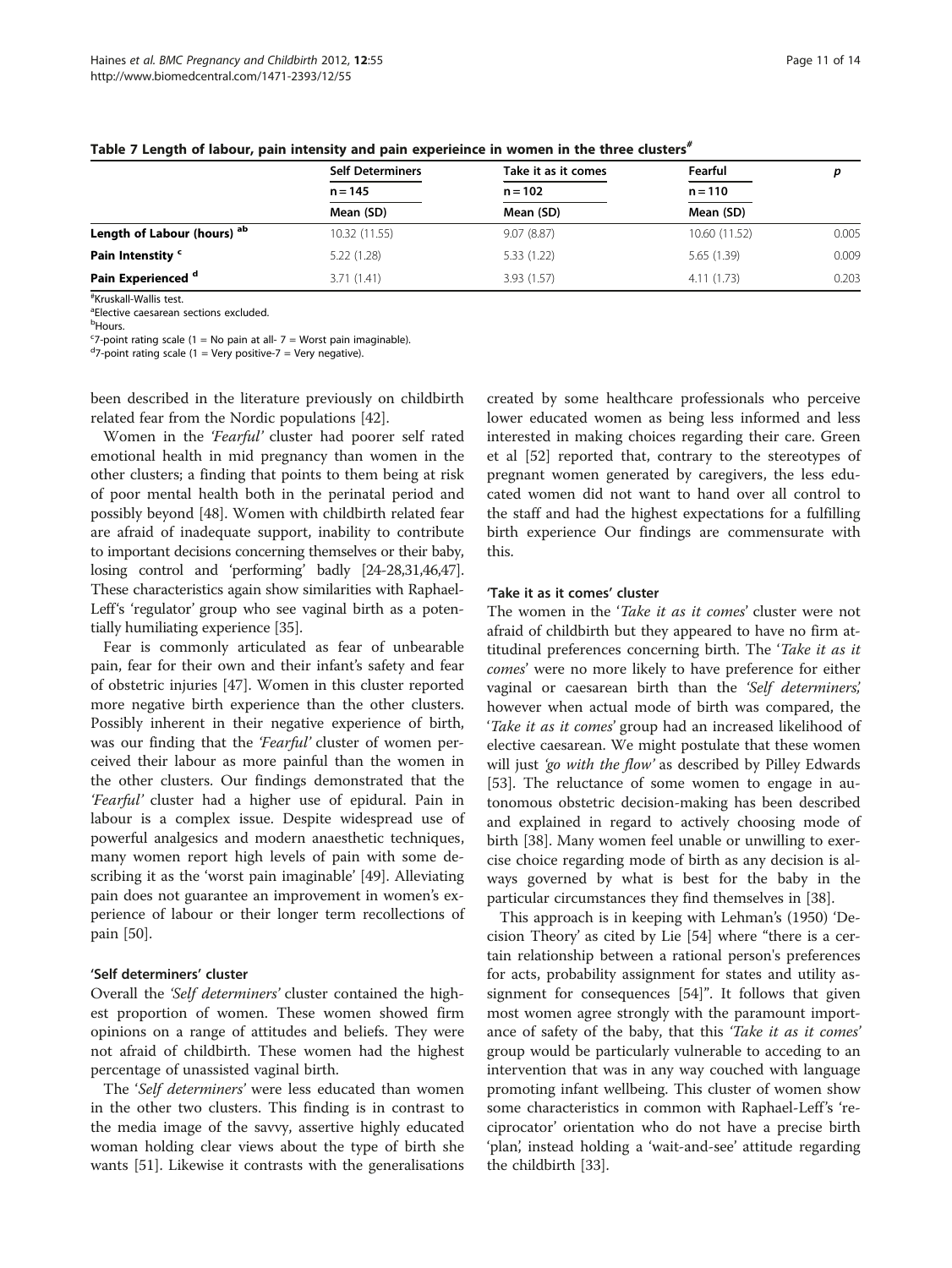**Table 7 Length of labour, pain intensity and pain experieince in women in the three clusters[#]**

| | Self Determiners | Take it as it comes | Fearful | p |
|---|---|---|---|---|
| | n = 145 | n = 102 | n = 110 | |
| | Mean (SD) | Mean (SD) | Mean (SD) | |
| **Length of Labour (hours) [ab]** | 10.32 (11.55) | 9.07 (8.87) | 10.60 (11.52) | 0.005 |
| **Pain Intensity [c]** | 5.22 (1.28) | 5.33 (1.22) | 5.65 (1.39) | 0.009 |
| **Pain Experienced [d]** | 3.71 (1.41) | 3.93 (1.57) | 4.11 (1.73) | 0.203 |

[#]Kruskall-Wallis test.
[a]Elective caesarean sections excluded.
[b]Hours.
[c]7-point rating scale (1 = No pain at all- 7 = Worst pain imaginable).
[d]7-point rating scale (1 = Very positive-7 = Very negative).

been described in the literature previously on childbirth related fear from the Nordic populations [42].

Women in the *'Fearful'* cluster had poorer self rated emotional health in mid pregnancy than women in the other clusters; a finding that points to them being at risk of poor mental health both in the perinatal period and possibly beyond [48]. Women with childbirth related fear are afraid of inadequate support, inability to contribute to important decisions concerning themselves or their baby, losing control and 'performing' badly [24-28,31,46,47]. These characteristics again show similarities with Raphael-Leff's 'regulator' group who see vaginal birth as a potentially humiliating experience [35].

Fear is commonly articulated as fear of unbearable pain, fear for their own and their infant's safety and fear of obstetric injuries [47]. Women in this cluster reported more negative birth experience than the other clusters. Possibly inherent in their negative experience of birth, was our finding that the *'Fearful'* cluster of women perceived their labour as more painful than the women in the other clusters. Our findings demonstrated that the *'Fearful'* cluster had a higher use of epidural. Pain in labour is a complex issue. Despite widespread use of powerful analgesics and modern anaesthetic techniques, many women report high levels of pain with some describing it as the 'worst pain imaginable' [49]. Alleviating pain does not guarantee an improvement in women's experience of labour or their longer term recollections of pain [50].

### 'Self determiners' cluster

Overall the *'Self determiners'* cluster contained the highest proportion of women. These women showed firm opinions on a range of attitudes and beliefs. They were not afraid of childbirth. These women had the highest percentage of unassisted vaginal birth.

The '*Self determiners*' were less educated than women in the other two clusters. This finding is in contrast to the media image of the savvy, assertive highly educated woman holding clear views about the type of birth she wants [51]. Likewise it contrasts with the generalisations created by some healthcare professionals who perceive lower educated women as being less informed and less interested in making choices regarding their care. Green et al [52] reported that, contrary to the stereotypes of pregnant women generated by caregivers, the less educated women did not want to hand over all control to the staff and had the highest expectations for a fulfilling birth experience Our findings are commensurate with this.

### 'Take it as it comes' cluster

The women in the '*Take it as it comes*' cluster were not afraid of childbirth but they appeared to have no firm attitudinal preferences concerning birth. The '*Take it as it comes*' were no more likely to have preference for either vaginal or caesarean birth than the *'Self determiners',* however when actual mode of birth was compared, the '*Take it as it comes*' group had an increased likelihood of elective caesarean. We might postulate that these women will just *'go with the flow'* as described by Pilley Edwards [53]. The reluctance of some women to engage in autonomous obstetric decision-making has been described and explained in regard to actively choosing mode of birth [38]. Many women feel unable or unwilling to exercise choice regarding mode of birth as any decision is always governed by what is best for the baby in the particular circumstances they find themselves in [38].

This approach is in keeping with Lehman's (1950) 'Decision Theory' as cited by Lie [54] where "there is a certain relationship between a rational person's preferences for acts, probability assignment for states and utility assignment for consequences [54]". It follows that given most women agree strongly with the paramount importance of safety of the baby, that this *'Take it as it comes'* group would be particularly vulnerable to acceding to an intervention that was in any way couched with language promoting infant wellbeing. This cluster of women show some characteristics in common with Raphael-Leff's 'reciprocator' orientation who do not have a precise birth 'plan', instead holding a 'wait-and-see' attitude regarding the childbirth [33].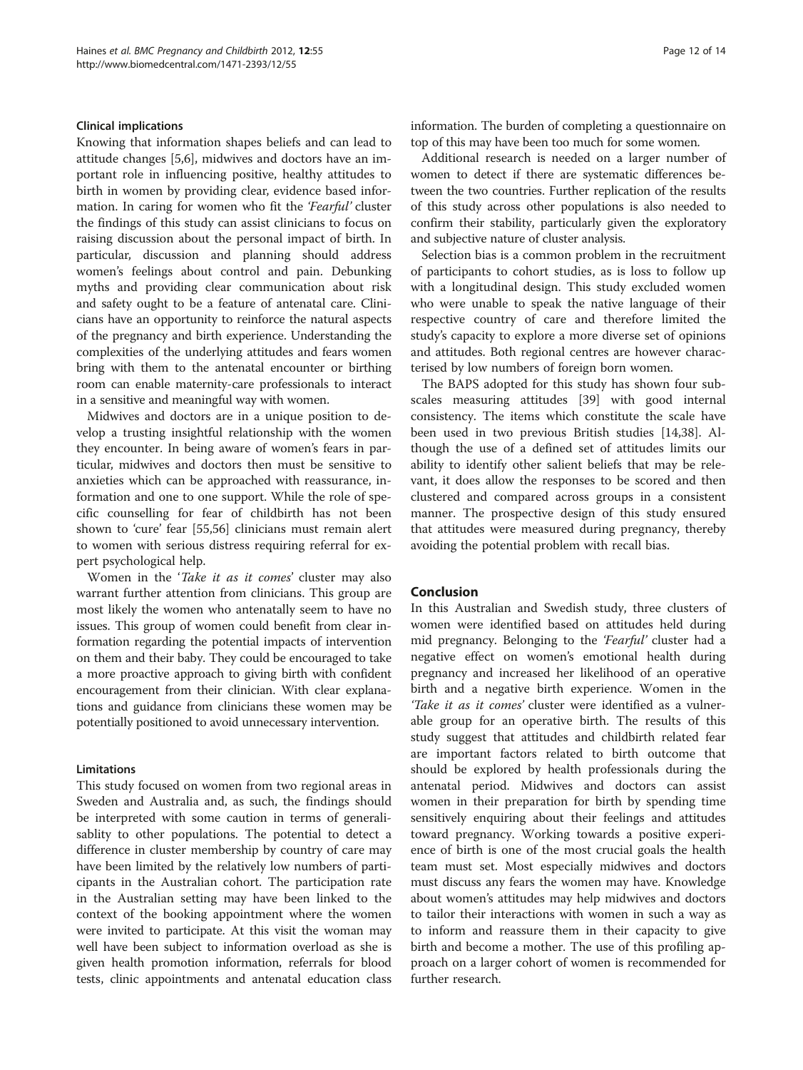### Clinical implications

Knowing that information shapes beliefs and can lead to attitude changes [5,6], midwives and doctors have an important role in influencing positive, healthy attitudes to birth in women by providing clear, evidence based information. In caring for women who fit the *'Fearful'* cluster the findings of this study can assist clinicians to focus on raising discussion about the personal impact of birth. In particular, discussion and planning should address women's feelings about control and pain. Debunking myths and providing clear communication about risk and safety ought to be a feature of antenatal care. Clinicians have an opportunity to reinforce the natural aspects of the pregnancy and birth experience. Understanding the complexities of the underlying attitudes and fears women bring with them to the antenatal encounter or birthing room can enable maternity-care professionals to interact in a sensitive and meaningful way with women.

Midwives and doctors are in a unique position to develop a trusting insightful relationship with the women they encounter. In being aware of women's fears in particular, midwives and doctors then must be sensitive to anxieties which can be approached with reassurance, information and one to one support. While the role of specific counselling for fear of childbirth has not been shown to 'cure' fear [55,56] clinicians must remain alert to women with serious distress requiring referral for expert psychological help.

Women in the '*Take it as it comes*' cluster may also warrant further attention from clinicians. This group are most likely the women who antenatally seem to have no issues. This group of women could benefit from clear information regarding the potential impacts of intervention on them and their baby. They could be encouraged to take a more proactive approach to giving birth with confident encouragement from their clinician. With clear explanations and guidance from clinicians these women may be potentially positioned to avoid unnecessary intervention.

### Limitations

This study focused on women from two regional areas in Sweden and Australia and, as such, the findings should be interpreted with some caution in terms of generalisablity to other populations. The potential to detect a difference in cluster membership by country of care may have been limited by the relatively low numbers of participants in the Australian cohort. The participation rate in the Australian setting may have been linked to the context of the booking appointment where the women were invited to participate. At this visit the woman may well have been subject to information overload as she is given health promotion information, referrals for blood tests, clinic appointments and antenatal education class information. The burden of completing a questionnaire on top of this may have been too much for some women.

Additional research is needed on a larger number of women to detect if there are systematic differences between the two countries. Further replication of the results of this study across other populations is also needed to confirm their stability, particularly given the exploratory and subjective nature of cluster analysis.

Selection bias is a common problem in the recruitment of participants to cohort studies, as is loss to follow up with a longitudinal design. This study excluded women who were unable to speak the native language of their respective country of care and therefore limited the study's capacity to explore a more diverse set of opinions and attitudes. Both regional centres are however characterised by low numbers of foreign born women.

The BAPS adopted for this study has shown four subscales measuring attitudes [39] with good internal consistency. The items which constitute the scale have been used in two previous British studies [14,38]. Although the use of a defined set of attitudes limits our ability to identify other salient beliefs that may be relevant, it does allow the responses to be scored and then clustered and compared across groups in a consistent manner. The prospective design of this study ensured that attitudes were measured during pregnancy, thereby avoiding the potential problem with recall bias.

## Conclusion

In this Australian and Swedish study, three clusters of women were identified based on attitudes held during mid pregnancy. Belonging to the *'Fearful'* cluster had a negative effect on women's emotional health during pregnancy and increased her likelihood of an operative birth and a negative birth experience. Women in the *'Take it as it comes'* cluster were identified as a vulnerable group for an operative birth. The results of this study suggest that attitudes and childbirth related fear are important factors related to birth outcome that should be explored by health professionals during the antenatal period. Midwives and doctors can assist women in their preparation for birth by spending time sensitively enquiring about their feelings and attitudes toward pregnancy. Working towards a positive experience of birth is one of the most crucial goals the health team must set. Most especially midwives and doctors must discuss any fears the women may have. Knowledge about women's attitudes may help midwives and doctors to tailor their interactions with women in such a way as to inform and reassure them in their capacity to give birth and become a mother. The use of this profiling approach on a larger cohort of women is recommended for further research.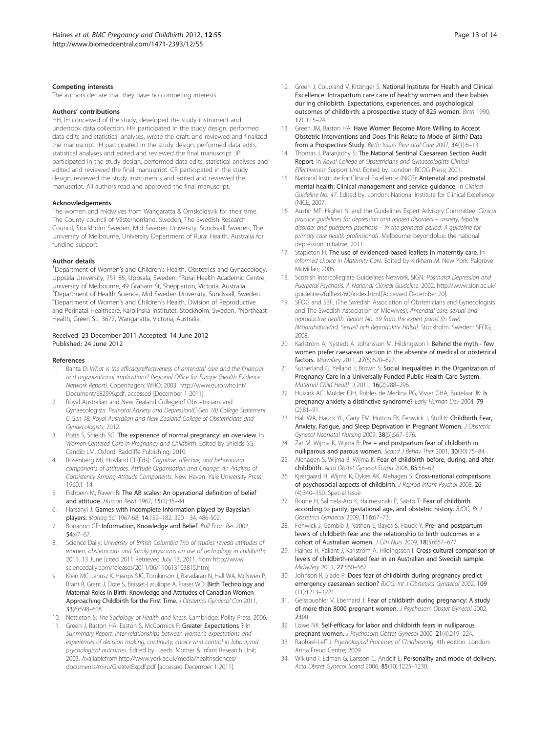### Competing interests

The authors declare that they have no competing interests.

### Authors' contributions

HH, IH conceived of the study, developed the study instrument and undertook data collection. HH participated in the study design, performed data edits and statistical analyses, wrote the draft, and reviewed and finalized the manuscript. IH participated in the study design, performed data edits, statistical analyses and edited and reviewed the final manuscript. JP participated in the study design, performed data edits, statistical analyses and edited and reviewed the final manuscript. CR participated in the study design, reviewed the study instruments and edited and reviewed the manuscript. All authors read and approved the final manuscript.

### Acknowledgements

The women and midwives from Wangaratta & Örnsköldsvik for their time. The County council of Västernorrland, Sweden, The Swedish Research Council, Stockholm Sweden, Mid Sweden University, Sundsvall Sweden, The University of Melbourne, University Department of Rural Health, Australia for funding support.

### Author details

[1]Department of Women's and Children's Health, Obstetrics and Gynaecology, Uppsala University, 751 85, Uppsala, Sweden. [2]Rural Health Academic Centre, University of Melbourne, 49 Graham St, Shepparton, Victoria, Australia. [3]Department of Health Science, Mid Sweden University, Sundsvall, Sweden. [4]Department of Women's and Children's Health, Division of Reproductive and Perinatal Healthcare, Karolinska Institutet, Stockholm, Sweden. [5]Northeast Health, Green St., 3677, Wangaratta, Victoria, Australia.

Received: 23 December 2011 Accepted: 14 June 2012
Published: 24 June 2012

### References

1. Banta D: *What is the efficacy/effectiveness of antenatal care and the financial and organizational implications? Regional Office for Europe (Health Evidence Network Report)*. Copenhagen: WHO; 2003. http://www.euro.who.int/ Document/E82996.pdf, accessed [December 1 2011].
2. Royal Australian and New Zealand College of Obstetricians and Gynaecologists: *Perinatal Anxiety and Depression(C-Gen 18) College Statement C-Gen 18: Royal Australian and New Zealand College of Obstetricians and Gynaecologists*; 2012.
3. Potts S, Shields SG: **The experience of normal pregnancy: an overview**. In *Women-Centered Care in Pregnancy and Childbirth*. Edited by Shields SG, Candib LM. Oxford: Radcliffe Publishing; 2010.
4. Rosenberg MJ, Hovland CI (Eds): *Cognitive, affective, and behavioural components of attitudes. Attitude Organisation and Change: An Analysis of Consistency Among Attitude Components*. New Haven: Yale University Press; 1960:1–14.
5. Fishbein M, Raven B: **The AB scales: An operational definition of belief and attitude.** *Human Relat* 1962, **15**(1):35–44.
6. Harsanyi J: **Games with incomplete information played by Bayesian players.** *Manag Sci* 1967-68, **14**:159–182. 320 - 34, 486-502.
7. Bonanno GF: **Information, Knowledge and Belief.** *Bull Econ Res* 2002, **54**:47–67.
8. Science Daily: *University of British Columbia Trio of studies reveals attitudes of women, obstetricians and family physicians on use of technology in childbirth*; 2011. 13 June [cited 2011 Retrieved July 13, 2011, from http://www.sciencedaily.com/releases/2011/06/110613103815.htm]
9. Klein MC, Janusz K, Hearps SJC, Tomkinson J, Baradaran N, Hall WA, McNiven P, Brant R, Grant J, Dore S, Brasset-Latulippe A, Fraser WD: **Birth Technology and Maternal Roles in Birth: Knowledge and Attitudes of Canadian Women Approaching Childbirth for the First Time.** *J Obstetrics Gynaecol Can* 2011, **33**(6):598–608.
10. Nettleton S: *The Sociology of Health and Illness*. Cambridge: Polity Press; 2006.
11. Green J, Baston HA, Easton S, McCormick F: **Greater Expectations ?** In *Sunmmary Report. Inter-relationships between women's expectations and experiences of decision making, continuity, choice and control in labour,and psychological outcomes*. Edited by. Leeds: Mother & Infant Research Unit; 2003. Availablefrom:http://www.york.ac.uk/media/healthsciences/ documents/miru/GreaterExpdf.pdf [accessed December 1 2011].
12. Green J, Coupland V, Kitzinger S: **National Institute for Health and Clinical Excellence: Intrapartum care care of healthy women and their babies dur ing childbirth. Expectations, experiences, and psychological outcomes of childbirth: a prospective study of 825 women.** *Birth* 1990, **17**(1):15–24.
13. Green JM, Baston HA: **Have Women Become More Willing to Accept Obstetric Interventions and Does This Relate to Mode of Birth? Data from a Prospective Study.** *Birth: Issues Perinatal Care* 2007, **34**(1):6–13.
14. Thomas J, Paranjothy S: **The National Sentinal Caesarean Section Audit Report**. In *Royal College of Obstetricians and Gynaecologists Clinical Effectiveness Support Unit*. Edited by. London: RCOG Press; 2001.
15. National Institute for Clinical Excellence (NICE): **Antenatal and postnatal mental health: Clinical management and service guidance**. In *Clinical Guideline No. 47*. Edited by. London: National Institute for Clinical Excellence (NICE; 2007.
16. Austin MP, Highet N, and the Guidelines Expert Advisory Committee: *Clinical practice guidelines for depression and related disorders – anxiety, bipolar disorder and puerperal psychosis – in the perinatal period. A guideline for primary care health professionals*. Melbourne: beyondblue: the national depression initiative; 2011.
17. Stapleton H: **The use of evidenced-based leaflets in materntiy care**. In *Informed choice in Maternity Care*. Edited by Kirkham M. New York: Palgrove McMillan; 2005.
18. Scottish Intercollegiate Guidelines Network, SIGN: *Postnatal Depression and Puerperal Psychosis: A National Clinical Guideline*. 2002. http://www.sign.ac.uk/ guidelines/fulltext/60/index.html.[Accessed December 20].
19. SFOG and SBF, (The Swedish Association of Obstetricians and Gynecologists and The Swedish Association of Midwives): *Antenatal care, sexual and reproductive health. Report No. 59 from the expert panel (In Swe) [Mödrahälsovård, Sexuell och Reproduktiv Hälsa]*. Stockholm, Sweden: SFOG; 2008.
20. Karlström A, Nystedt A, Johansson M, Hildingsson I: **Behind the myth - few women prefer caesarean section in the absence of medical or obstetrical factors.** *Midwifery* 2011, **27**(5):620–627.
21. Sutherland G, Yelland J, Brown S: **Social Inequalities in the Organization of Pregnancy Care in a Universally Funded Public Health Care System.** *Maternal Child Health J* 2011, **16**(2):288–296.
22. Huizink AC, Mulder EJH, Robles de Medina PG, Visser GHA, Buitelaar JK: **Is pregnancy anxiety a distinctive syndrome?** *Early Human Dev* 2004, **79** (2):81–91.
23. Hall WA, Hauck YL, Carty EM, Hutton EK, Fenwick J, Stoll K: **Childbirth Fear, Anxiety, Fatigue, and Sleep Deprivation in Pregnant Women.** *J Obstetric Gynecol Neonatal Nursing* 2009, **38**(5):567–576.
24. Zar M, Wijma K, Wijma B: **Pre – and postpartum fear of childbirth in nulliparous and parous women.** *Scand J Behav Ther* 2001, **30**(30):75–84.
25. Alehagen S, Wijma B, Wijma K: **Fear of childbirth before, during, and after childbirth.** *Acta Obstet Gynecol Scand* 2006, **85**:56–62.
26. Kjærgaard H, Wijma K, Dykes AK, Alehagen S: **Cross-national comparisons of psychosocial aspects of childbirth.** *J Reprod Infant Psychol* 2008, **26** (4):340–350. Special Issue.
27. Rouhe H, Salmela-Aro K, Halmesmaki E, Saisto T: **Fear of childbirth according to parity, gestational age, and obstetric history.** *BJOG, Br J Obstetrics Gynaecol* 2009, **116**:67–73.
28. Fenwick J, Gamble J, Nathan E, Bayes S, Hauck Y: **Pre- and postpartum levels of childbirth fear and the relationship to birth outcomes in a cohort of Australian women.** *J Clin Nurs* 2009, **18**(5):667–677.
29. Haines H, Pallant J, Karlström A, Hildingsson I: **Cross-cultural comparison of levels of childbirth-related fear in an Australian and Swedish sample.** *Midwifery* 2011, **27**:560–567.
30. Johnson R, Slade P: **Does fear of childbirth during pregnancy predict emergency caesarean section?** *BJOG: Int J Obstetrics Gynaecol* 2002, **109** (11):1213–1221.
31. Geissbuehler V, Eberhard J: **Fear of childbirth during pregnancy: A study of more than 8000 pregnant women.** *J Psychosom Obstet Gynecol* 2002, **23**(4):.
32. Lowe NK: **Self-efficacy for labor and childbirth fears in nulliparous pregnant women.** *J Psychosom Obstet Gynecol* 2000, **21**(4):219–224.
33. Raphael-Leff J: *Psychological Processes of Childbearing*. 4th edition. London: Anna Freud Centre; 2009.
34. Wiklund I, Edman G, Larsson C, Andolf E: **Personality and mode of delivery.** *Acta Obstet Gynecol Scand* 2006, **85**(10):1225–1230.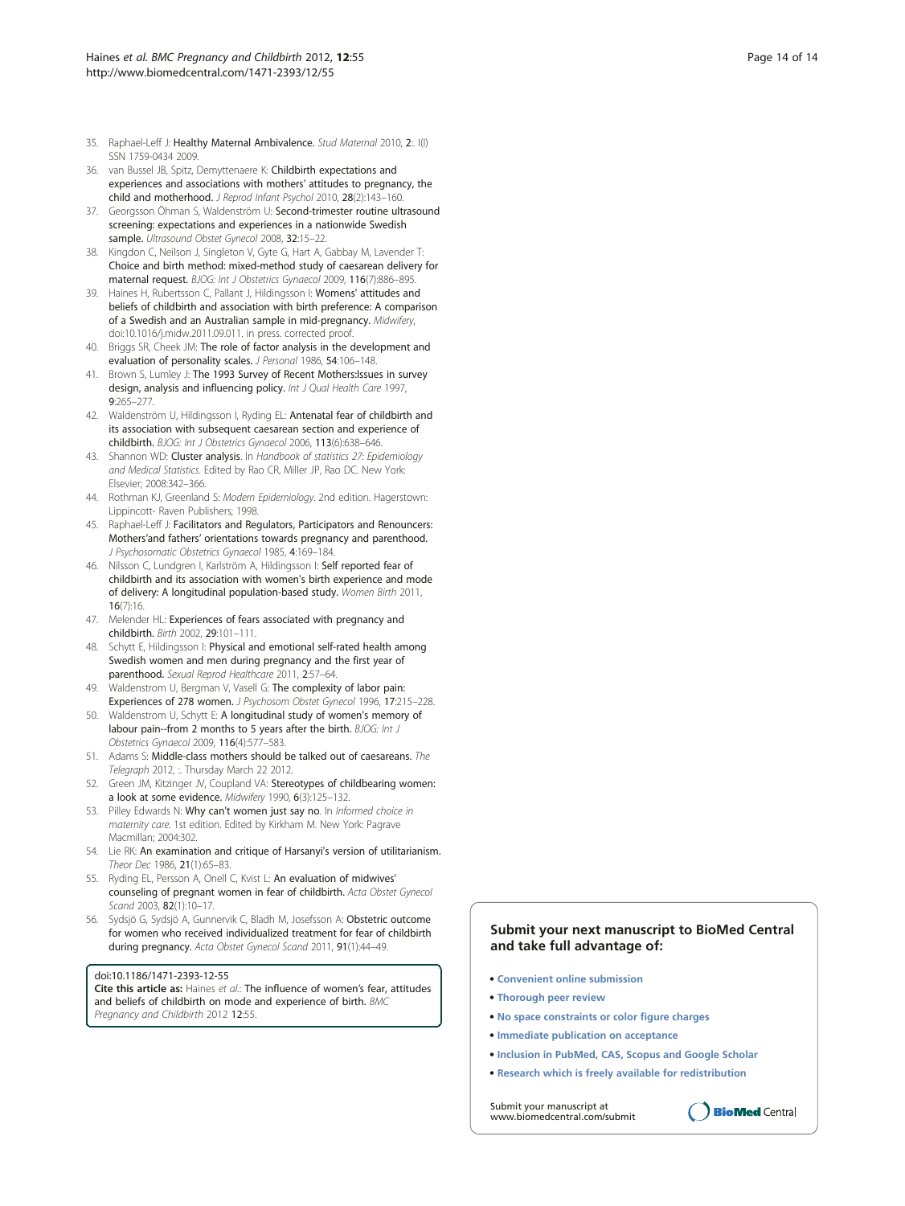35. Raphael-Leff J: **Healthy Maternal Ambivalence.** *Stud Maternal* 2010, **2**:. I(I) SSN 1759-0434 2009.
36. van Bussel JB, Spitz, Demyttenaere K: **Childbirth expectations and experiences and associations with mothers' attitudes to pregnancy, the child and motherhood.** *J Reprod Infant Psychol* 2010, **28**(2):143–160.
37. Georgsson Öhman S, Waldenström U: **Second-trimester routine ultrasound screening: expectations and experiences in a nationwide Swedish sample.** *Ultrasound Obstet Gynecol* 2008, **32**:15–22.
38. Kingdon C, Neilson J, Singleton V, Gyte G, Hart A, Gabbay M, Lavender T: **Choice and birth method: mixed-method study of caesarean delivery for maternal request.** *BJOG: Int J Obstetrics Gynaecol* 2009, **116**(7):886–895.
39. Haines H, Rubertsson C, Pallant J, Hildingsson I: **Womens' attitudes and beliefs of childbirth and association with birth preference: A comparison of a Swedish and an Australian sample in mid-pregnancy.** *Midwifery*, doi:10.1016/j.midw.2011.09.011. in press. corrected proof.
40. Briggs SR, Cheek JM: **The role of factor analysis in the development and evaluation of personality scales.** *J Personal* 1986, **54**:106–148.
41. Brown S, Lumley J: **The 1993 Survey of Recent Mothers:Issues in survey design, analysis and influencing policy.** *Int J Qual Health Care* 1997, **9**:265–277.
42. Waldenström U, Hildingsson I, Ryding EL: **Antenatal fear of childbirth and its association with subsequent caesarean section and experience of childbirth.** *BJOG: Int J Obstetrics Gynaecol* 2006, **113**(6):638–646.
43. Shannon WD: **Cluster analysis.** In *Handbook of statistics 27: Epidemiology and Medical Statistics*. Edited by Rao CR, Miller JP, Rao DC. New York: Elsevier; 2008:342–366.
44. Rothman KJ, Greenland S: *Modern Epidemiology*. 2nd edition. Hagerstown: Lippincott- Raven Publishers; 1998.
45. Raphael-Leff J: **Facilitators and Regulators, Participators and Renouncers: Mothers'and fathers' orientations towards pregnancy and parenthood.** *J Psychosomatic Obstetrics Gynaecol* 1985, **4**:169–184.
46. Nilsson C, Lundgren I, Karlström A, Hildingsson I: **Self reported fear of childbirth and its association with women's birth experience and mode of delivery: A longitudinal population-based study.** *Women Birth* 2011, **16**(7):16.
47. Melender HL: **Experiences of fears associated with pregnancy and childbirth.** *Birth* 2002, **29**:101–111.
48. Schytt E, Hildingsson I: **Physical and emotional self-rated health among Swedish women and men during pregnancy and the first year of parenthood.** *Sexual Reprod Healthcare* 2011, **2**:57–64.
49. Waldenstrom U, Bergman V, Vasell G: **The complexity of labor pain: Experiences of 278 women.** *J Psychosom Obstet Gynecol* 1996, **17**:215–228.
50. Waldenstrom U, Schytt E: **A longitudinal study of women's memory of labour pain--from 2 months to 5 years after the birth.** *BJOG: Int J Obstetrics Gynaecol* 2009, **116**(4):577–583.
51. Adams S: **Middle-class mothers should be talked out of caesareans.** *The Telegraph* 2012, :. Thursday March 22 2012.
52. Green JM, Kitzinger JV, Coupland VA: **Stereotypes of childbearing women: a look at some evidence.** *Midwifery* 1990, **6**(3):125–132.
53. Pilley Edwards N: **Why can't women just say no.** In *Informed choice in maternity care*. 1st edition. Edited by Kirkham M. New York: Pagrave Macmillan; 2004:302.
54. Lie RK: **An examination and critique of Harsanyi's version of utilitarianism.** *Theor Dec* 1986, **21**(1):65–83.
55. Ryding EL, Persson A, Onell C, Kvist L: **An evaluation of midwives' counseling of pregnant women in fear of childbirth.** *Acta Obstet Gynecol Scand* 2003, **82**(1):10–17.
56. Sydsjö G, Sydsjö A, Gunnervik C, Bladh M, Josefsson A: **Obstetric outcome for women who received individualized treatment for fear of childbirth during pregnancy.** *Acta Obstet Gynecol Scand* 2011, **91**(1):44–49.

doi:10.1186/1471-2393-12-55
**Cite this article as:** Haines *et al.*: The influence of women's fear, attitudes and beliefs of childbirth on mode and experience of birth. *BMC Pregnancy and Childbirth* 2012 **12**:55.

**Submit your next manuscript to BioMed Central and take full advantage of:**

- **Convenient online submission**
- **Thorough peer review**
- **No space constraints or color figure charges**
- **Immediate publication on acceptance**
- **Inclusion in PubMed, CAS, Scopus and Google Scholar**
- **Research which is freely available for redistribution**

Submit your manuscript at
www.biomedcentral.com/submit

BioMed Central